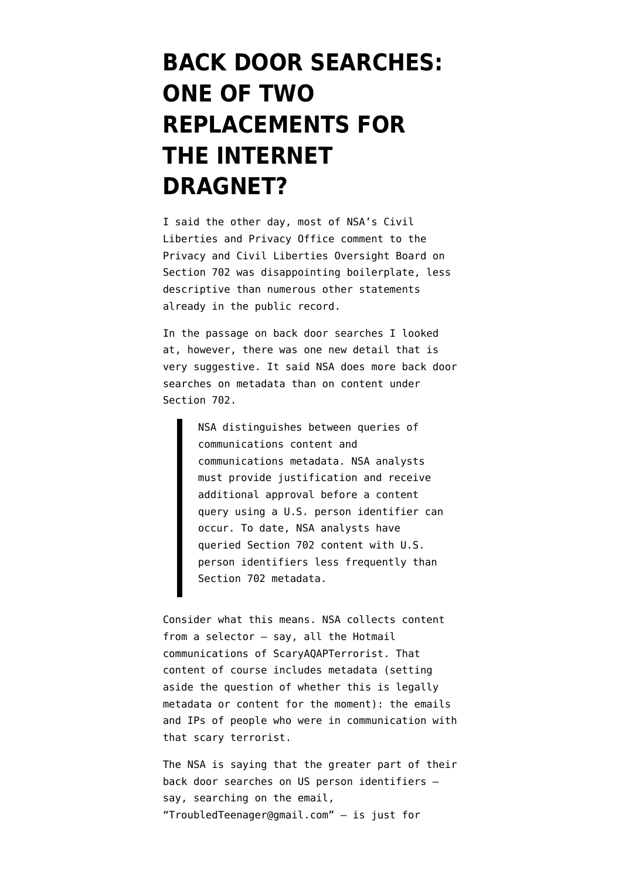# BACK DOOR SEARCHES: ONE OF TWO REPLACEMENTS FOR THE INTERNET DRAGNET?

I said the other day, most of NSA's Civil Liberties and Privacy Office comment to the Privacy and Civil Liberties Oversight Board on Section 702 was disappointing boilerplate, less descriptive than numerous other statements already in the public record.

In the passage on back door searches I looked at, however, there was one new detail that is very suggestive. It said NSA does more back door searches on metadata than on content under Section 702.

> NSA distinguishes between queries of communications content and communications metadata. NSA analysts must provide justification and receive additional approval before a content query using a U.S. person identifier can occur. To date, NSA analysts have queried Section 702 content with U.S. person identifiers less frequently than Section 702 metadata.

Consider what this means. NSA collects content from a selector – say, all the Hotmail communications of ScaryAQAPTerrorist. That content of course includes metadata (setting aside the question of whether this is legally metadata or content for the moment): the emails and IPs of people who were in communication with that scary terrorist.

The NSA is saying that the greater part of their back door searches on US person identifiers – say, searching on the email, "TroubledTeenager@gmail.com" – is just for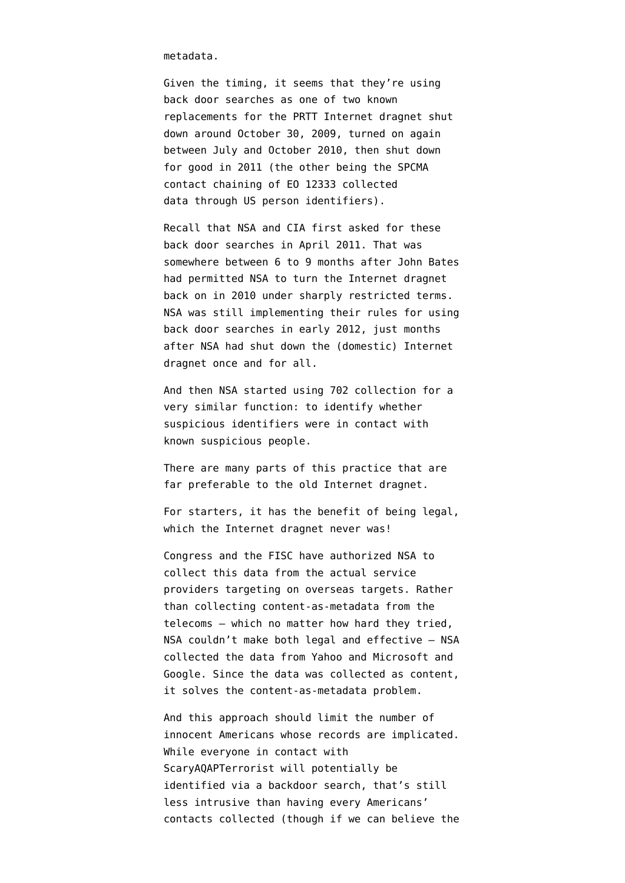metadata.

Given the timing, it seems that they're using back door searches as one of two known replacements for the PRTT Internet dragnet shut down around October 30, 2009, turned on again between July and October 2010, then shut down for good in 2011 (the other being the SPCMA contact chaining of EO 12333 collected data through US person identifiers).

Recall that NSA and CIA first asked for these back door searches in April 2011. That was somewhere between 6 to 9 months after John Bates had permitted NSA to turn the Internet dragnet back on in 2010 under sharply restricted terms. NSA was still implementing their rules for using back door searches in early 2012, just months after NSA had shut down the (domestic) Internet dragnet once and for all.

And then NSA started using 702 collection for a very similar function: to identify whether suspicious identifiers were in contact with known suspicious people.

There are many parts of this practice that are far preferable to the old Internet dragnet.

For starters, it has the benefit of being legal, which the Internet dragnet never was!

Congress and the FISC have authorized NSA to collect this data from the actual service providers targeting on overseas targets. Rather than collecting content-as-metadata from the telecoms — which no matter how hard they tried, NSA couldn't make both legal and effective — NSA collected the data from Yahoo and Microsoft and Google. Since the data was collected as content, it solves the content-as-metadata problem.

And this approach should limit the number of innocent Americans whose records are implicated. While everyone in contact with ScaryAQAPTerrorist will potentially be identified via a backdoor search, that's still less intrusive than having every Americans' contacts collected (though if we can believe the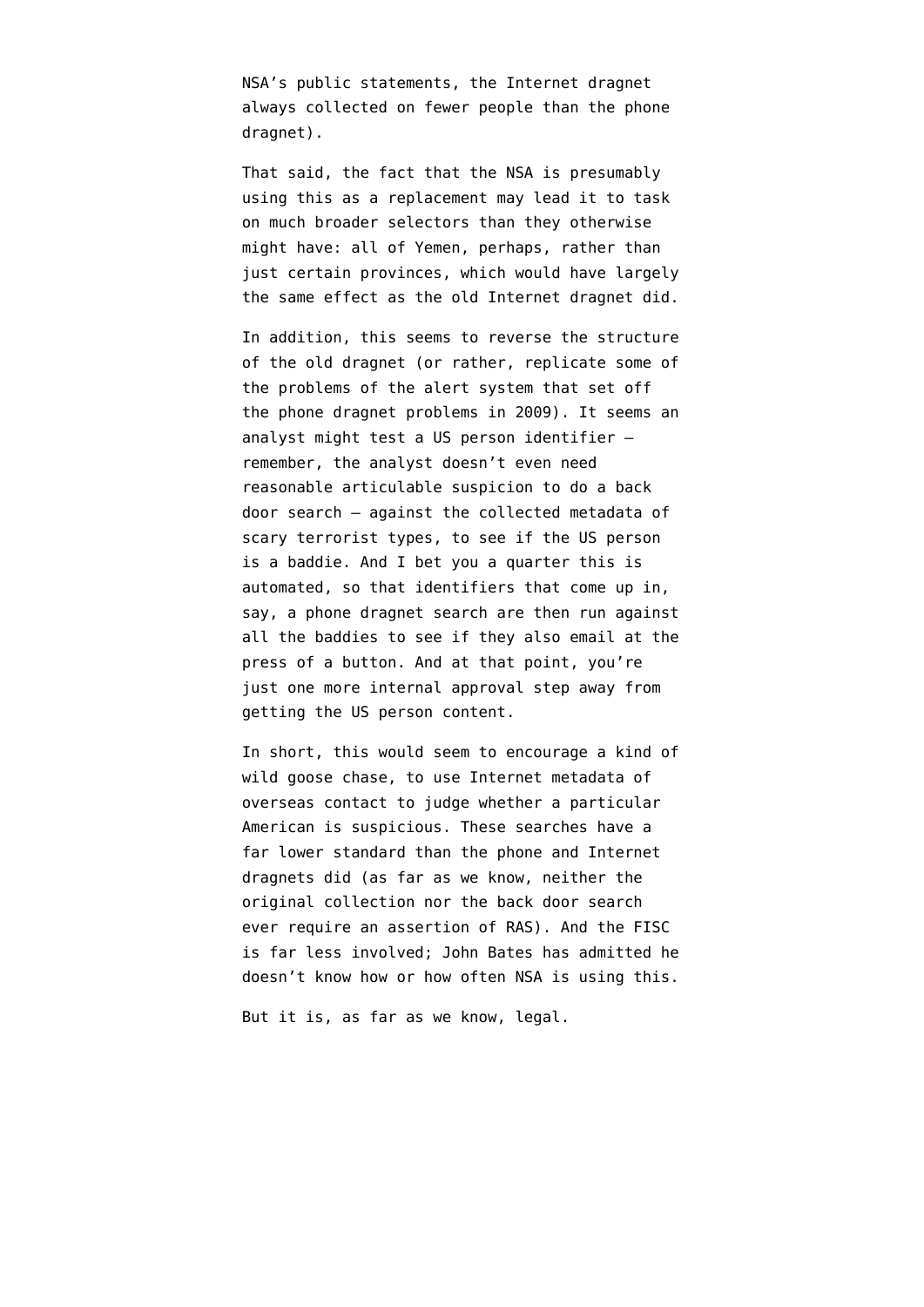NSA's public statements, the Internet dragnet always collected on fewer people than the phone dragnet).

That said, the fact that the NSA is presumably using this as a replacement may lead it to task on much broader selectors than they otherwise might have: all of Yemen, perhaps, rather than just certain provinces, which would have largely the same effect as the old Internet dragnet did.

In addition, this seems to reverse the structure of the old dragnet (or rather, replicate some of the problems of the alert system that set off the phone dragnet problems in 2009). It seems an analyst might test a US person identifier – remember, the analyst doesn't even need reasonable articulable suspicion to do a back door search – against the collected metadata of scary terrorist types, to see if the US person is a baddie. And I bet you a quarter this is automated, so that identifiers that come up in, say, a phone dragnet search are then run against all the baddies to see if they also email at the press of a button. And at that point, you're just one more internal approval step away from getting the US person content.

In short, this would seem to encourage a kind of wild goose chase, to use Internet metadata of overseas contact to judge whether a particular American is suspicious. These searches have a far lower standard than the phone and Internet dragnets did (as far as we know, neither the original collection nor the back door search ever require an assertion of RAS). And the FISC is far less involved; John Bates has admitted he doesn't know how or how often NSA is using this.

But it is, as far as we know, legal.